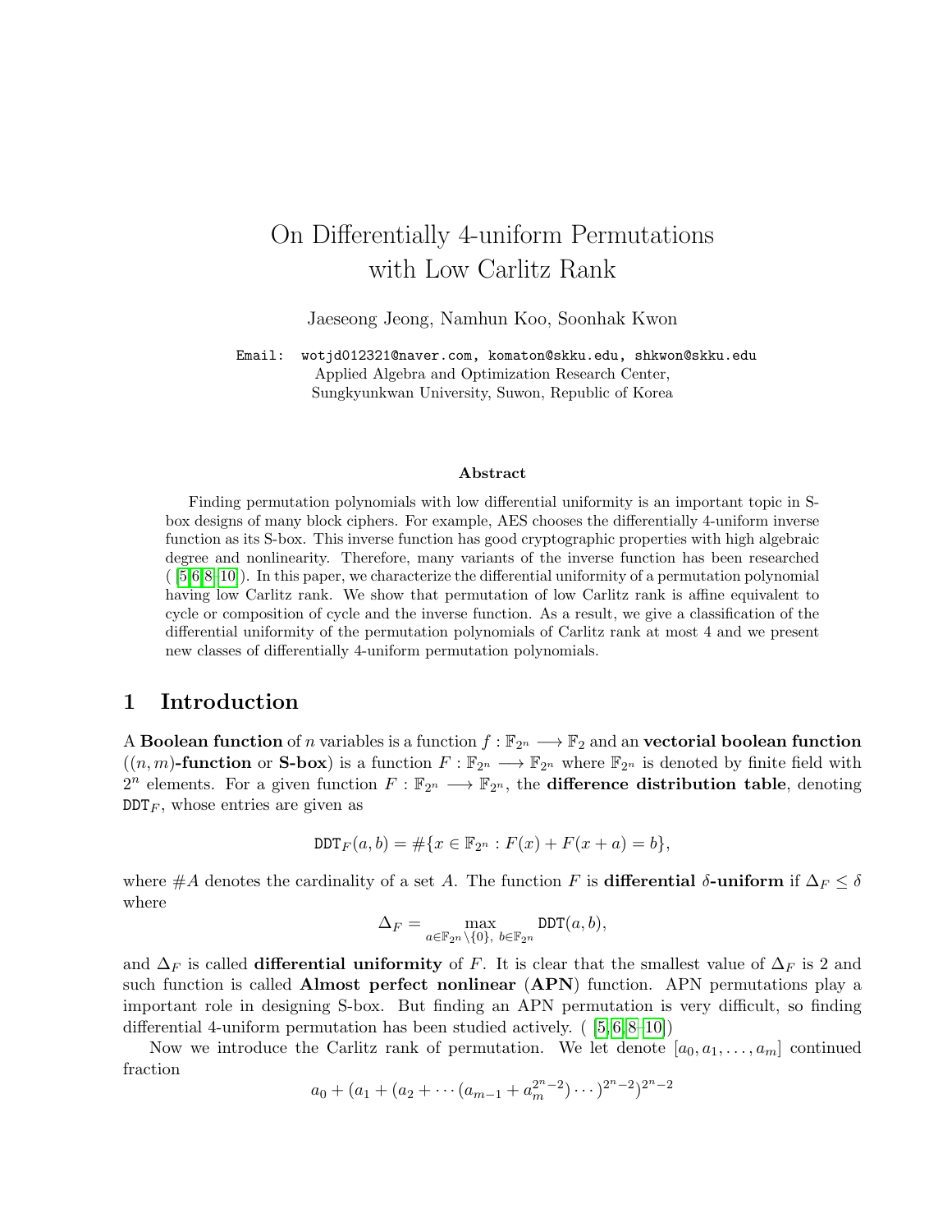# On Differentially 4-uniform Permutations with Low Carlitz Rank

Jaeseong Jeong, Namhun Koo, Soonhak Kwon

Email: `wotjd012321@naver.com, komaton@skku.edu, shkwon@skku.edu`
Applied Algebra and Optimization Research Center,
Sungkyunkwan University, Suwon, Republic of Korea

### Abstract

Finding permutation polynomials with low differential uniformity is an important topic in S-box designs of many block ciphers. For example, AES chooses the differentially 4-uniform inverse function as its S-box. This inverse function has good cryptographic properties with high algebraic degree and nonlinearity. Therefore, many variants of the inverse function has been researched ( [5,6,8–10]). In this paper, we characterize the differential uniformity of a permutation polynomial having low Carlitz rank. We show that permutation of low Carlitz rank is affine equivalent to cycle or composition of cycle and the inverse function. As a result, we give a classification of the differential uniformity of the permutation polynomials of Carlitz rank at most 4 and we present new classes of differentially 4-uniform permutation polynomials.

## 1 Introduction

A **Boolean function** of $n$ variables is a function $f : \mathbb{F}_{2^n} \longrightarrow \mathbb{F}_2$ and an **vectorial boolean function** (**$(n, m)$-function** or **S-box**) is a function $F : \mathbb{F}_{2^n} \longrightarrow \mathbb{F}_{2^n}$ where $\mathbb{F}_{2^n}$ is denoted by finite field with $2^n$ elements. For a given function $F : \mathbb{F}_{2^n} \longrightarrow \mathbb{F}_{2^n}$, the **difference distribution table**, denoting $\mathtt{DDT}_F$, whose entries are given as

$$\mathtt{DDT}_F(a, b) = \#\{x \in \mathbb{F}_{2^n} : F(x) + F(x + a) = b\},$$

where $\#A$ denotes the cardinality of a set $A$. The function $F$ is **differential $\delta$-uniform** if $\Delta_F \le \delta$ where

$$\Delta_F = \max_{a \in \mathbb{F}_{2^n} \setminus \{0\},\ b \in \mathbb{F}_{2^n}} \mathtt{DDT}(a, b),$$

and $\Delta_F$ is called **differential uniformity** of $F$. It is clear that the smallest value of $\Delta_F$ is 2 and such function is called **Almost perfect nonlinear** (**APN**) function. APN permutations play a important role in designing S-box. But finding an APN permutation is very difficult, so finding differential 4-uniform permutation has been studied actively. ( [5,6,8–10])

Now we introduce the Carlitz rank of permutation. We let denote $[a_0, a_1, \ldots, a_m]$ continued fraction

$$a_0 + (a_1 + (a_2 + \cdots (a_{m-1} + a_m^{2^n-2}) \cdots)^{2^n-2})^{2^n-2}$$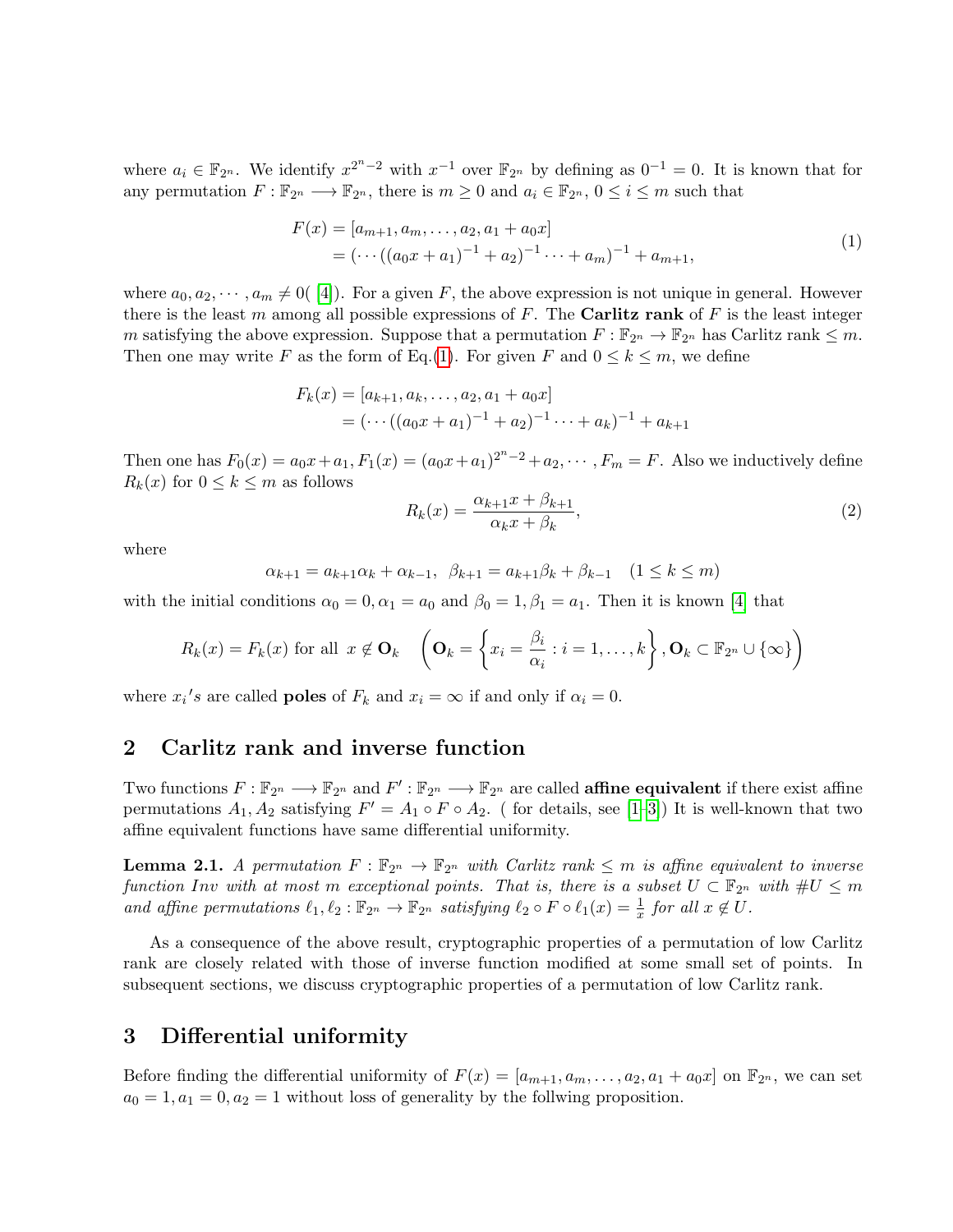where $a_i \in \mathbb{F}_{2^n}$. We identify $x^{2^n-2}$ with $x^{-1}$ over $\mathbb{F}_{2^n}$ by defining as $0^{-1} = 0$. It is known that for any permutation $F : \mathbb{F}_{2^n} \longrightarrow \mathbb{F}_{2^n}$, there is $m \geq 0$ and $a_i \in \mathbb{F}_{2^n}$, $0 \leq i \leq m$ such that

$$
\begin{aligned}
F(x) &= [a_{m+1}, a_m, \ldots, a_2, a_1 + a_0 x] \\
&= (\cdots((a_0 x + a_1)^{-1} + a_2)^{-1} \cdots + a_m)^{-1} + a_{m+1},
\end{aligned}
\tag{1}
$$

where $a_0, a_2, \cdots, a_m \neq 0$( [4]). For a given $F$, the above expression is not unique in general. However there is the least $m$ among all possible expressions of $F$. The **Carlitz rank** of $F$ is the least integer $m$ satisfying the above expression. Suppose that a permutation $F : \mathbb{F}_{2^n} \to \mathbb{F}_{2^n}$ has Carlitz rank $\leq m$. Then one may write $F$ as the form of Eq.(1). For given $F$ and $0 \leq k \leq m$, we define

$$
\begin{aligned}
F_k(x) &= [a_{k+1}, a_k, \ldots, a_2, a_1 + a_0 x] \\
&= (\cdots((a_0 x + a_1)^{-1} + a_2)^{-1} \cdots + a_k)^{-1} + a_{k+1}
\end{aligned}
$$

Then one has $F_0(x) = a_0 x + a_1, F_1(x) = (a_0 x + a_1)^{2^n-2} + a_2, \cdots, F_m = F$. Also we inductively define $R_k(x)$ for $0 \leq k \leq m$ as follows

$$
R_k(x) = \frac{\alpha_{k+1} x + \beta_{k+1}}{\alpha_k x + \beta_k}, \tag{2}
$$

where

$$
\alpha_{k+1} = a_{k+1}\alpha_k + \alpha_{k-1}, \;\; \beta_{k+1} = a_{k+1}\beta_k + \beta_{k-1} \quad (1 \leq k \leq m)
$$

with the initial conditions $\alpha_0 = 0, \alpha_1 = a_0$ and $\beta_0 = 1, \beta_1 = a_1$. Then it is known [4] that

$$
R_k(x) = F_k(x) \text{ for all } x \notin \mathbf{O}_k \quad \left(\mathbf{O}_k = \left\{x_i = \frac{\beta_i}{\alpha_i} : i = 1, \ldots, k\right\}, \mathbf{O}_k \subset \mathbb{F}_{2^n} \cup \{\infty\}\right)
$$

where $x_i$'s are called **poles** of $F_k$ and $x_i = \infty$ if and only if $\alpha_i = 0$.

## 2 Carlitz rank and inverse function

Two functions $F : \mathbb{F}_{2^n} \longrightarrow \mathbb{F}_{2^n}$ and $F' : \mathbb{F}_{2^n} \longrightarrow \mathbb{F}_{2^n}$ are called **affine equivalent** if there exist affine permutations $A_1, A_2$ satisfying $F' = A_1 \circ F \circ A_2$. ( for details, see [1–3]) It is well-known that two affine equivalent functions have same differential uniformity.

**Lemma 2.1.** *A permutation $F : \mathbb{F}_{2^n} \to \mathbb{F}_{2^n}$ with Carlitz rank $\leq m$ is affine equivalent to inverse function Inv with at most $m$ exceptional points. That is, there is a subset $U \subset \mathbb{F}_{2^n}$ with $\#U \leq m$ and affine permutations $\ell_1, \ell_2 : \mathbb{F}_{2^n} \to \mathbb{F}_{2^n}$ satisfying $\ell_2 \circ F \circ \ell_1(x) = \frac{1}{x}$ for all $x \notin U$.*

As a consequence of the above result, cryptographic properties of a permutation of low Carlitz rank are closely related with those of inverse function modified at some small set of points. In subsequent sections, we discuss cryptographic properties of a permutation of low Carlitz rank.

## 3 Differential uniformity

Before finding the differential uniformity of $F(x) = [a_{m+1}, a_m, \ldots, a_2, a_1 + a_0 x]$ on $\mathbb{F}_{2^n}$, we can set $a_0 = 1, a_1 = 0, a_2 = 1$ without loss of generality by the follwing proposition.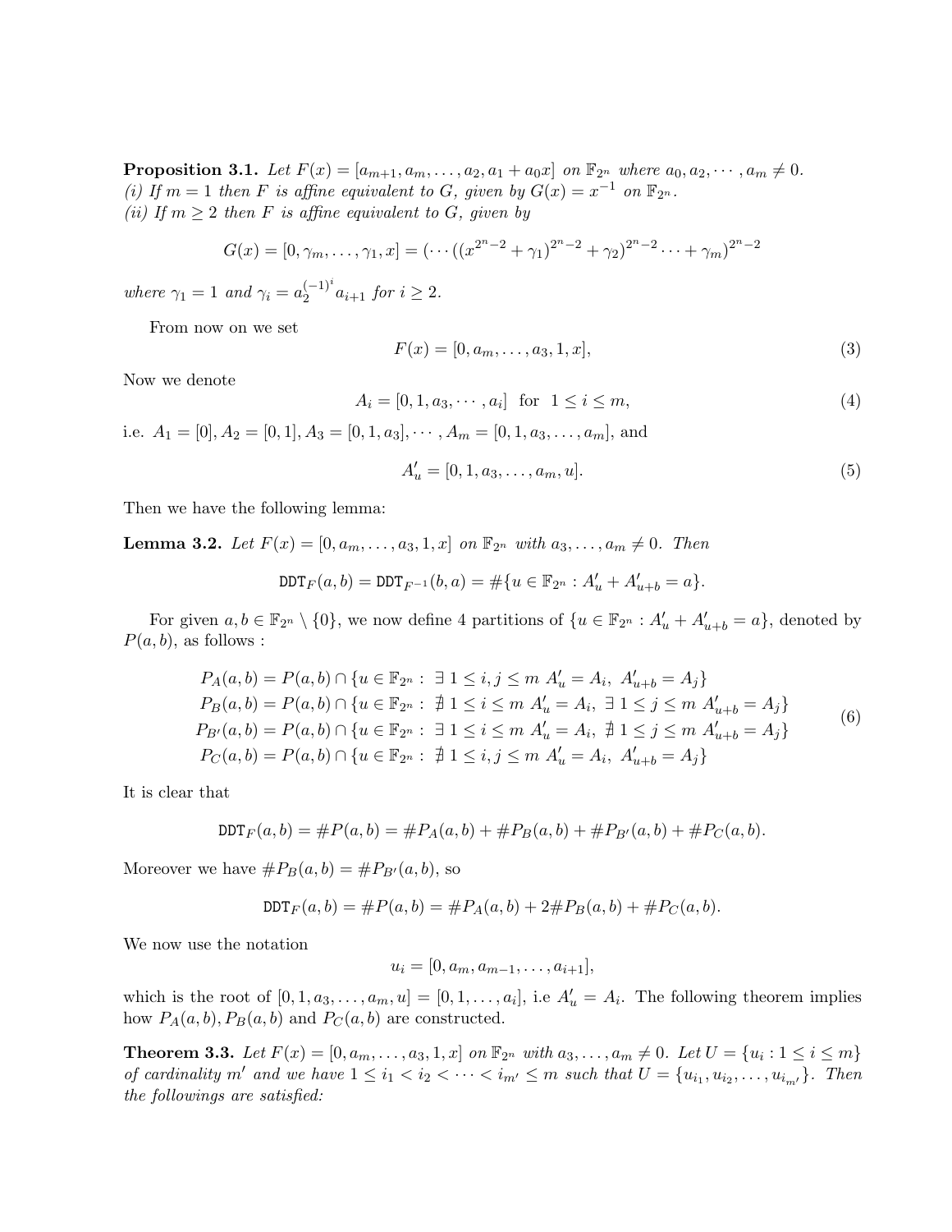**Proposition 3.1.** *Let $F(x) = [a_{m+1}, a_m, \ldots, a_2, a_1 + a_0 x]$ on $\mathbb{F}_{2^n}$ where $a_0, a_2, \cdots, a_m \neq 0$.*
*(i) If $m = 1$ then $F$ is affine equivalent to $G$, given by $G(x) = x^{-1}$ on $\mathbb{F}_{2^n}$.*
*(ii) If $m \geq 2$ then $F$ is affine equivalent to $G$, given by*

$$G(x) = [0, \gamma_m, \ldots, \gamma_1, x] = (\cdots((x^{2^n-2} + \gamma_1)^{2^n-2} + \gamma_2)^{2^n-2} \cdots + \gamma_m)^{2^n-2}$$

*where $\gamma_1 = 1$ and $\gamma_i = a_2^{(-1)^i} a_{i+1}$ for $i \geq 2$.*

From now on we set

$$F(x) = [0, a_m, \ldots, a_3, 1, x], \tag{3}$$

Now we denote

$$A_i = [0, 1, a_3, \cdots, a_i] \ \text{ for } \ 1 \leq i \leq m, \tag{4}$$

i.e. $A_1 = [0], A_2 = [0, 1], A_3 = [0, 1, a_3], \cdots, A_m = [0, 1, a_3, \ldots, a_m]$, and

$$A'_u = [0, 1, a_3, \ldots, a_m, u]. \tag{5}$$

Then we have the following lemma:

**Lemma 3.2.** *Let $F(x) = [0, a_m, \ldots, a_3, 1, x]$ on $\mathbb{F}_{2^n}$ with $a_3, \ldots, a_m \neq 0$. Then*

$$\mathtt{DDT}_F(a, b) = \mathtt{DDT}_{F^{-1}}(b, a) = \#\{u \in \mathbb{F}_{2^n} : A'_u + A'_{u+b} = a\}.$$

For given $a, b \in \mathbb{F}_{2^n} \setminus \{0\}$, we now define 4 partitions of $\{u \in \mathbb{F}_{2^n} : A'_u + A'_{u+b} = a\}$, denoted by $P(a, b)$, as follows :

$$\begin{aligned}
P_A(a, b) &= P(a, b) \cap \{u \in \mathbb{F}_{2^n} : \ \exists\, 1 \leq i, j \leq m \ A'_u = A_i, \ A'_{u+b} = A_j\} \\
P_B(a, b) &= P(a, b) \cap \{u \in \mathbb{F}_{2^n} : \ \nexists\, 1 \leq i \leq m \ A'_u = A_i, \ \exists\, 1 \leq j \leq m \ A'_{u+b} = A_j\} \\
P_{B'}(a, b) &= P(a, b) \cap \{u \in \mathbb{F}_{2^n} : \ \exists\, 1 \leq i \leq m \ A'_u = A_i, \ \nexists\, 1 \leq j \leq m \ A'_{u+b} = A_j\} \\
P_C(a, b) &= P(a, b) \cap \{u \in \mathbb{F}_{2^n} : \ \nexists\, 1 \leq i, j \leq m \ A'_u = A_i, \ A'_{u+b} = A_j\}
\end{aligned} \tag{6}$$

It is clear that

$$\mathtt{DDT}_F(a, b) = \#P(a, b) = \#P_A(a, b) + \#P_B(a, b) + \#P_{B'}(a, b) + \#P_C(a, b).$$

Moreover we have $\#P_B(a, b) = \#P_{B'}(a, b)$, so

$$\mathtt{DDT}_F(a, b) = \#P(a, b) = \#P_A(a, b) + 2\#P_B(a, b) + \#P_C(a, b).$$

We now use the notation

$$u_i = [0, a_m, a_{m-1}, \ldots, a_{i+1}],$$

which is the root of $[0, 1, a_3, \ldots, a_m, u] = [0, 1, \ldots, a_i]$, i.e $A'_u = A_i$. The following theorem implies how $P_A(a, b), P_B(a, b)$ and $P_C(a, b)$ are constructed.

**Theorem 3.3.** *Let $F(x) = [0, a_m, \ldots, a_3, 1, x]$ on $\mathbb{F}_{2^n}$ with $a_3, \ldots, a_m \neq 0$. Let $U = \{u_i : 1 \leq i \leq m\}$ of cardinality $m'$ and we have $1 \leq i_1 < i_2 < \cdots < i_{m'} \leq m$ such that $U = \{u_{i_1}, u_{i_2}, \ldots, u_{i_{m'}}\}$. Then the followings are satisfied:*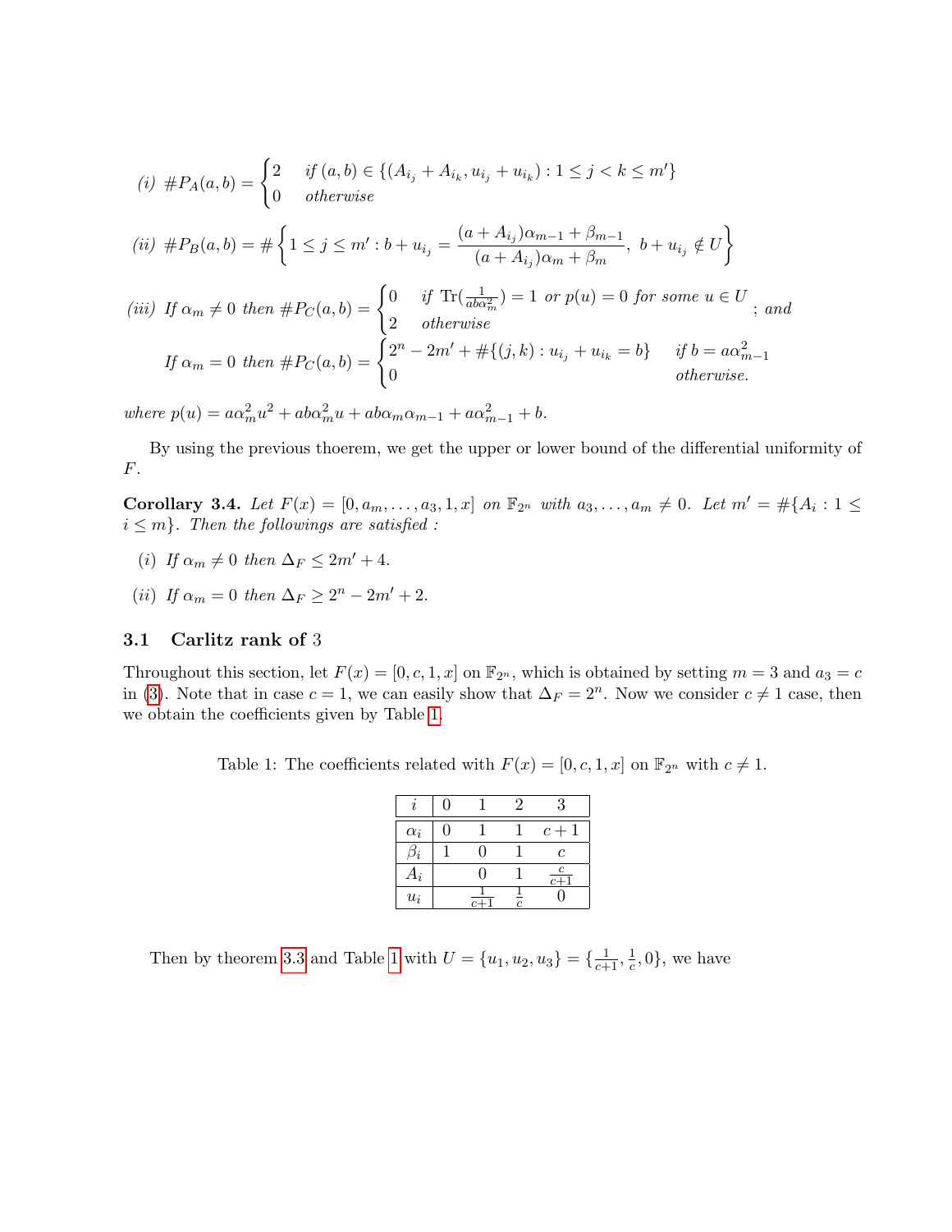*(i)* $\#P_A(a,b) = \begin{cases} 2 & \text{if } (a,b) \in \{(A_{i_j} + A_{i_k}, u_{i_j} + u_{i_k}) : 1 \leq j < k \leq m'\} \\ 0 & \text{otherwise} \end{cases}$

*(ii)* $\#P_B(a,b) = \# \left\{ 1 \leq j \leq m' : b + u_{i_j} = \dfrac{(a + A_{i_j})\alpha_{m-1} + \beta_{m-1}}{(a + A_{i_j})\alpha_m + \beta_m},\ b + u_{i_j} \notin U \right\}$

*(iii)* *If* $\alpha_m \neq 0$ *then* $\#P_C(a,b) = \begin{cases} 0 & \text{if } \mathrm{Tr}(\frac{1}{ab\alpha_m^2}) = 1 \text{ or } p(u) = 0 \text{ for some } u \in U \\ 2 & \text{otherwise} \end{cases}$; *and*

*If* $\alpha_m = 0$ *then* $\#P_C(a,b) = \begin{cases} 2^n - 2m' + \#\{(j,k) : u_{i_j} + u_{i_k} = b\} & \text{if } b = a\alpha_{m-1}^2 \\ 0 & \text{otherwise.} \end{cases}$

*where* $p(u) = a\alpha_m^2 u^2 + ab\alpha_m^2 u + ab\alpha_m\alpha_{m-1} + a\alpha_{m-1}^2 + b$.

By using the previous thoerem, we get the upper or lower bound of the differential uniformity of $F$.

**Corollary 3.4.** *Let* $F(x) = [0, a_m, \ldots, a_3, 1, x]$ *on* $\mathbb{F}_{2^n}$ *with* $a_3, \ldots, a_m \neq 0$. *Let* $m' = \#\{A_i : 1 \leq i \leq m\}$. *Then the followings are satisfied :*

*(i)* *If* $\alpha_m \neq 0$ *then* $\Delta_F \leq 2m' + 4$.

*(ii)* *If* $\alpha_m = 0$ *then* $\Delta_F \geq 2^n - 2m' + 2$.

## 3.1 Carlitz rank of 3

Throughout this section, let $F(x) = [0, c, 1, x]$ on $\mathbb{F}_{2^n}$, which is obtained by setting $m = 3$ and $a_3 = c$ in (3). Note that in case $c = 1$, we can easily show that $\Delta_F = 2^n$. Now we consider $c \neq 1$ case, then we obtain the coefficients given by Table 1.

Table 1: The coefficients related with $F(x) = [0, c, 1, x]$ on $\mathbb{F}_{2^n}$ with $c \neq 1$.

| $i$ | 0 | 1 | 2 | 3 |
|---|---|---|---|---|
| $\alpha_i$ | 0 | 1 | 1 | $c+1$ |
| $\beta_i$ | 1 | 0 | 1 | $c$ |
| $A_i$ | | 0 | 1 | $\frac{c}{c+1}$ |
| $u_i$ | | $\frac{1}{c+1}$ | $\frac{1}{c}$ | 0 |

Then by theorem 3.3 and Table 1 with $U = \{u_1, u_2, u_3\} = \{\frac{1}{c+1}, \frac{1}{c}, 0\}$, we have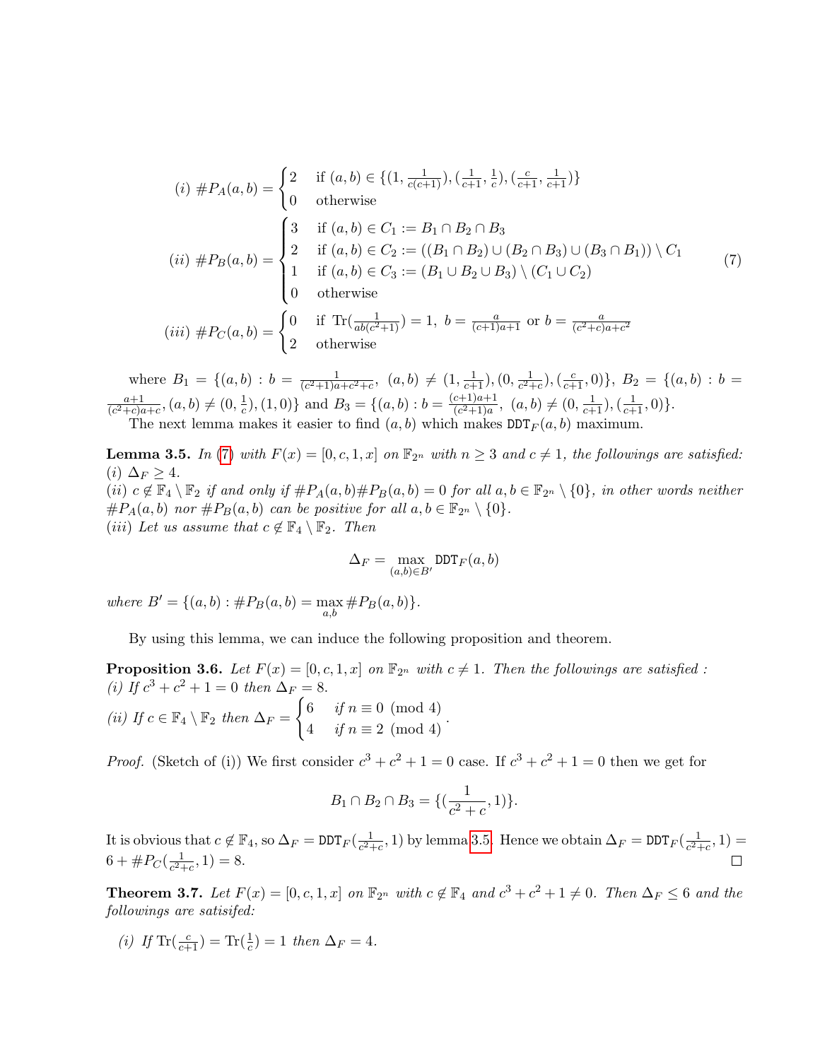$$
\begin{aligned}
&(i)\ \#P_A(a,b) = \begin{cases} 2 & \text{if } (a,b) \in \{(1, \frac{1}{c(c+1)}), (\frac{1}{c+1}, \frac{1}{c}), (\frac{c}{c+1}, \frac{1}{c+1})\} \\ 0 & \text{otherwise} \end{cases} \\
&(ii)\ \#P_B(a,b) = \begin{cases} 3 & \text{if } (a,b) \in C_1 := B_1 \cap B_2 \cap B_3 \\ 2 & \text{if } (a,b) \in C_2 := ((B_1 \cap B_2) \cup (B_2 \cap B_3) \cup (B_3 \cap B_1)) \setminus C_1 \\ 1 & \text{if } (a,b) \in C_3 := (B_1 \cup B_2 \cup B_3) \setminus (C_1 \cup C_2) \\ 0 & \text{otherwise} \end{cases} \\
&(iii)\ \#P_C(a,b) = \begin{cases} 0 & \text{if } \mathrm{Tr}(\frac{1}{ab(c^2+1)}) = 1,\ b = \frac{a}{(c+1)a+1} \text{ or } b = \frac{a}{(c^2+c)a+c^2} \\ 2 & \text{otherwise} \end{cases}
\end{aligned} \tag{7}
$$

where $B_1 = \{(a,b) : b = \frac{1}{(c^2+1)a+c^2+c},\ (a,b) \neq (1, \frac{1}{c+1}), (0, \frac{1}{c^2+c}), (\frac{c}{c+1}, 0)\}$, $B_2 = \{(a,b) : b = \frac{a+1}{(c^2+c)a+c}, (a,b) \neq (0, \frac{1}{c}), (1,0)\}$ and $B_3 = \{(a,b) : b = \frac{(c+1)a+1}{(c^2+1)a},\ (a,b) \neq (0, \frac{1}{c+1}), (\frac{1}{c+1}, 0)\}$.

The next lemma makes it easier to find $(a,b)$ which makes $\mathtt{DDT}_F(a,b)$ maximum.

**Lemma 3.5.** *In (7) with $F(x) = [0, c, 1, x]$ on $\mathbb{F}_{2^n}$ with $n \geq 3$ and $c \neq 1$, the followings are satisfied:*
*(i) $\Delta_F \geq 4$.*
*(ii) $c \notin \mathbb{F}_4 \setminus \mathbb{F}_2$ if and only if $\#P_A(a,b)\#P_B(a,b) = 0$ for all $a, b \in \mathbb{F}_{2^n} \setminus \{0\}$, in other words neither $\#P_A(a,b)$ nor $\#P_B(a,b)$ can be positive for all $a, b \in \mathbb{F}_{2^n} \setminus \{0\}$.*
*(iii) Let us assume that $c \notin \mathbb{F}_4 \setminus \mathbb{F}_2$. Then*

$$\Delta_F = \max_{(a,b) \in B'} \mathtt{DDT}_F(a,b)$$

*where $B' = \{(a,b) : \#P_B(a,b) = \max_{a,b} \#P_B(a,b)\}$.*

By using this lemma, we can induce the following proposition and theorem.

**Proposition 3.6.** *Let $F(x) = [0, c, 1, x]$ on $\mathbb{F}_{2^n}$ with $c \neq 1$. Then the followings are satisfied :*
*(i) If $c^3 + c^2 + 1 = 0$ then $\Delta_F = 8$.*
*(ii) If $c \in \mathbb{F}_4 \setminus \mathbb{F}_2$ then $\Delta_F = \begin{cases} 6 & \text{if } n \equiv 0 \pmod 4 \\ 4 & \text{if } n \equiv 2 \pmod 4 \end{cases}$.*

*Proof.* (Sketch of (i)) We first consider $c^3 + c^2 + 1 = 0$ case. If $c^3 + c^2 + 1 = 0$ then we get for

$$B_1 \cap B_2 \cap B_3 = \{(\frac{1}{c^2+c}, 1)\}.$$

It is obvious that $c \notin \mathbb{F}_4$, so $\Delta_F = \mathtt{DDT}_F(\frac{1}{c^2+c}, 1)$ by lemma 3.5. Hence we obtain $\Delta_F = \mathtt{DDT}_F(\frac{1}{c^2+c}, 1) = 6 + \#P_C(\frac{1}{c^2+c}, 1) = 8$. □

**Theorem 3.7.** *Let $F(x) = [0, c, 1, x]$ on $\mathbb{F}_{2^n}$ with $c \notin \mathbb{F}_4$ and $c^3 + c^2 + 1 \neq 0$. Then $\Delta_F \leq 6$ and the followings are satisifed:*

*(i) If $\mathrm{Tr}(\frac{c}{c+1}) = \mathrm{Tr}(\frac{1}{c}) = 1$ then $\Delta_F = 4$.*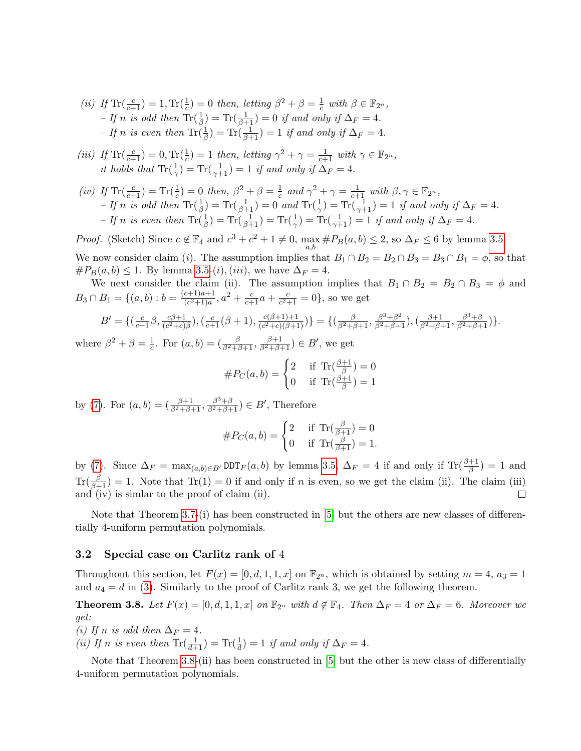*(ii) If* $\mathrm{Tr}(\frac{c}{c+1}) = 1, \mathrm{Tr}(\frac{1}{c}) = 0$ *then, letting* $\beta^2 + \beta = \frac{1}{c}$ *with* $\beta \in \mathbb{F}_{2^n}$*,*

– *If* $n$ *is odd then* $\mathrm{Tr}(\frac{1}{\beta}) = \mathrm{Tr}(\frac{1}{\beta+1}) = 0$ *if and only if* $\Delta_F = 4$*.*

– *If* $n$ *is even then* $\mathrm{Tr}(\frac{1}{\beta}) = \mathrm{Tr}(\frac{1}{\beta+1}) = 1$ *if and only if* $\Delta_F = 4$*.*

*(iii) If* $\mathrm{Tr}(\frac{c}{c+1}) = 0, \mathrm{Tr}(\frac{1}{c}) = 1$ *then, letting* $\gamma^2 + \gamma = \frac{1}{c+1}$ *with* $\gamma \in \mathbb{F}_{2^n}$*, it holds that* $\mathrm{Tr}(\frac{1}{\gamma}) = \mathrm{Tr}(\frac{1}{\gamma+1}) = 1$ *if and only if* $\Delta_F = 4$*.*

*(iv) If* $\mathrm{Tr}(\frac{c}{c+1}) = \mathrm{Tr}(\frac{1}{c}) = 0$ *then,* $\beta^2 + \beta = \frac{1}{c}$ *and* $\gamma^2 + \gamma = \frac{1}{c+1}$ *with* $\beta, \gamma \in \mathbb{F}_{2^n}$*,*

– *If* $n$ *is odd then* $\mathrm{Tr}(\frac{1}{\beta}) = \mathrm{Tr}(\frac{1}{\beta+1}) = 0$ *and* $\mathrm{Tr}(\frac{1}{\gamma}) = \mathrm{Tr}(\frac{1}{\gamma+1}) = 1$ *if and only if* $\Delta_F = 4$*.*

– *If* $n$ *is even then* $\mathrm{Tr}(\frac{1}{\beta}) = \mathrm{Tr}(\frac{1}{\beta+1}) = \mathrm{Tr}(\frac{1}{\gamma}) = \mathrm{Tr}(\frac{1}{\gamma+1}) = 1$ *if and only if* $\Delta_F = 4$*.*

*Proof.* (Sketch) Since $c \notin \mathbb{F}_4$ and $c^3 + c^2 + 1 \neq 0$, $\max_{a,b} \#P_B(a, b) \leq 2$, so $\Delta_F \leq 6$ by lemma 3.5.

We now consider claim $(i)$. The assumption implies that $B_1 \cap B_2 = B_2 \cap B_3 = B_3 \cap B_1 = \phi$, so that $\#P_B(a, b) \leq 1$. By lemma 3.5-$(i), (iii)$, we have $\Delta_F = 4$.

We next consider the claim (ii). The assumption implies that $B_1 \cap B_2 = B_2 \cap B_3 = \phi$ and $B_3 \cap B_1 = \{(a, b) : b = \frac{(c+1)a+1}{(c^2+1)a}, a^2 + \frac{c}{c+1}a + \frac{c}{c^2+1} = 0\}$, so we get

$$B' = \{(\tfrac{c}{c+1}\beta, \tfrac{c\beta+1}{(c^2+c)\beta}), (\tfrac{c}{c+1}(\beta+1), \tfrac{c(\beta+1)+1}{(c^2+c)(\beta+1)})\} = \{(\tfrac{\beta}{\beta^2+\beta+1}, \tfrac{\beta^3+\beta^2}{\beta^2+\beta+1}), (\tfrac{\beta+1}{\beta^2+\beta+1}, \tfrac{\beta^3+\beta}{\beta^2+\beta+1})\}.$$

where $\beta^2 + \beta = \frac{1}{c}$. For $(a, b) = (\frac{\beta}{\beta^2+\beta+1}, \frac{\beta+1}{\beta^2+\beta+1}) \in B'$, we get

$$\#P_C(a, b) = \begin{cases} 2 & \text{if } \mathrm{Tr}(\frac{\beta+1}{\beta}) = 0 \\ 0 & \text{if } \mathrm{Tr}(\frac{\beta+1}{\beta}) = 1 \end{cases}$$

by (7). For $(a, b) = (\frac{\beta+1}{\beta^2+\beta+1}, \frac{\beta^3+\beta}{\beta^2+\beta+1}) \in B'$, Therefore

$$\#P_C(a, b) = \begin{cases} 2 & \text{if } \mathrm{Tr}(\frac{\beta}{\beta+1}) = 0 \\ 0 & \text{if } \mathrm{Tr}(\frac{\beta}{\beta+1}) = 1. \end{cases}$$

by (7). Since $\Delta_F = \max_{(a,b) \in B'} \mathtt{DDT}_F(a, b)$ by lemma 3.5, $\Delta_F = 4$ if and only if $\mathrm{Tr}(\frac{\beta+1}{\beta}) = 1$ and $\mathrm{Tr}(\frac{\beta}{\beta+1}) = 1$. Note that $\mathrm{Tr}(1) = 0$ if and only if $n$ is even, so we get the claim (ii). The claim (iii) and (iv) is simlar to the proof of claim (ii). ∎

Note that Theorem 3.7-(i) has been constructed in [5] but the others are new classes of differentially 4-uniform permutation polynomials.

### 3.2 Special case on Carlitz rank of 4

Throughout this section, let $F(x) = [0, d, 1, 1, x]$ on $\mathbb{F}_{2^n}$, which is obtained by setting $m = 4$, $a_3 = 1$ and $a_4 = d$ in (3). Similarly to the proof of Carlitz rank 3, we get the following theorem.

**Theorem 3.8.** *Let* $F(x) = [0, d, 1, 1, x]$ *on* $\mathbb{F}_{2^n}$ *with* $d \notin \mathbb{F}_4$*. Then* $\Delta_F = 4$ *or* $\Delta_F = 6$*. Moreover we get:*

*(i) If* $n$ *is odd then* $\Delta_F = 4$*.*

*(ii) If* $n$ *is even then* $\mathrm{Tr}(\frac{1}{d+1}) = \mathrm{Tr}(\frac{1}{d}) = 1$ *if and only if* $\Delta_F = 4$*.*

Note that Theorem 3.8-(ii) has been constructed in [5] but the other is new class of differentially 4-uniform permutation polynomials.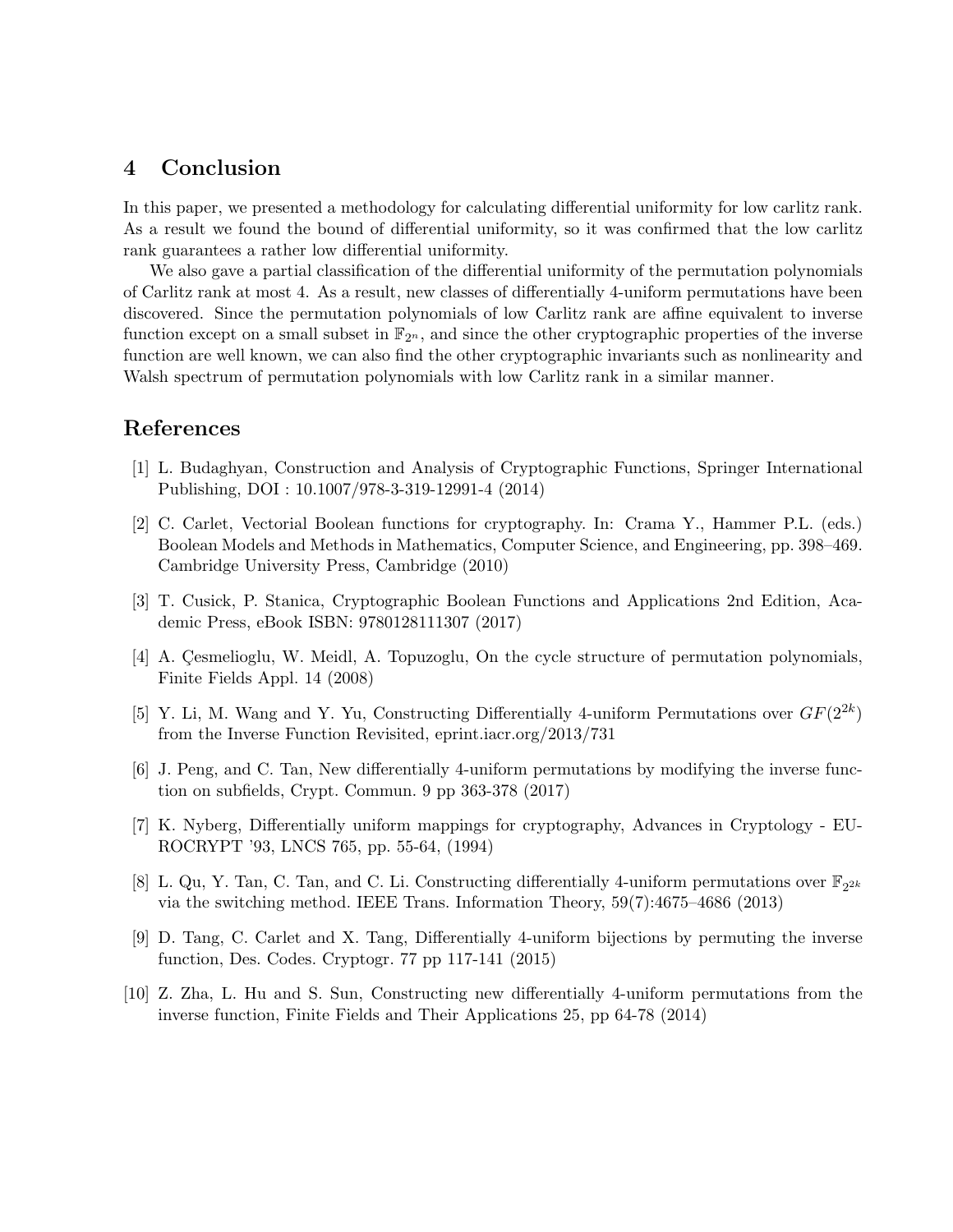## 4 Conclusion

In this paper, we presented a methodology for calculating differential uniformity for low carlitz rank. As a result we found the bound of differential uniformity, so it was confirmed that the low carlitz rank guarantees a rather low differential uniformity.

We also gave a partial classification of the differential uniformity of the permutation polynomials of Carlitz rank at most 4. As a result, new classes of differentially 4-uniform permutations have been discovered. Since the permutation polynomials of low Carlitz rank are affine equivalent to inverse function except on a small subset in $\mathbb{F}_{2^n}$, and since the other cryptographic properties of the inverse function are well known, we can also find the other cryptographic invariants such as nonlinearity and Walsh spectrum of permutation polynomials with low Carlitz rank in a similar manner.

## References

[1] L. Budaghyan, Construction and Analysis of Cryptographic Functions, Springer International Publishing, DOI : 10.1007/978-3-319-12991-4 (2014)

[2] C. Carlet, Vectorial Boolean functions for cryptography. In: Crama Y., Hammer P.L. (eds.) Boolean Models and Methods in Mathematics, Computer Science, and Engineering, pp. 398–469. Cambridge University Press, Cambridge (2010)

[3] T. Cusick, P. Stanica, Cryptographic Boolean Functions and Applications 2nd Edition, Academic Press, eBook ISBN: 9780128111307 (2017)

[4] A. Çesmelioglu, W. Meidl, A. Topuzoglu, On the cycle structure of permutation polynomials, Finite Fields Appl. 14 (2008)

[5] Y. Li, M. Wang and Y. Yu, Constructing Differentially 4-uniform Permutations over $GF(2^{2k})$ from the Inverse Function Revisited, eprint.iacr.org/2013/731

[6] J. Peng, and C. Tan, New differentially 4-uniform permutations by modifying the inverse function on subfields, Crypt. Commun. 9 pp 363-378 (2017)

[7] K. Nyberg, Differentially uniform mappings for cryptography, Advances in Cryptology - EUROCRYPT '93, LNCS 765, pp. 55-64, (1994)

[8] L. Qu, Y. Tan, C. Tan, and C. Li. Constructing differentially 4-uniform permutations over $\mathbb{F}_{2^{2k}}$ via the switching method. IEEE Trans. Information Theory, 59(7):4675–4686 (2013)

[9] D. Tang, C. Carlet and X. Tang, Differentially 4-uniform bijections by permuting the inverse function, Des. Codes. Cryptogr. 77 pp 117-141 (2015)

[10] Z. Zha, L. Hu and S. Sun, Constructing new differentially 4-uniform permutations from the inverse function, Finite Fields and Their Applications 25, pp 64-78 (2014)